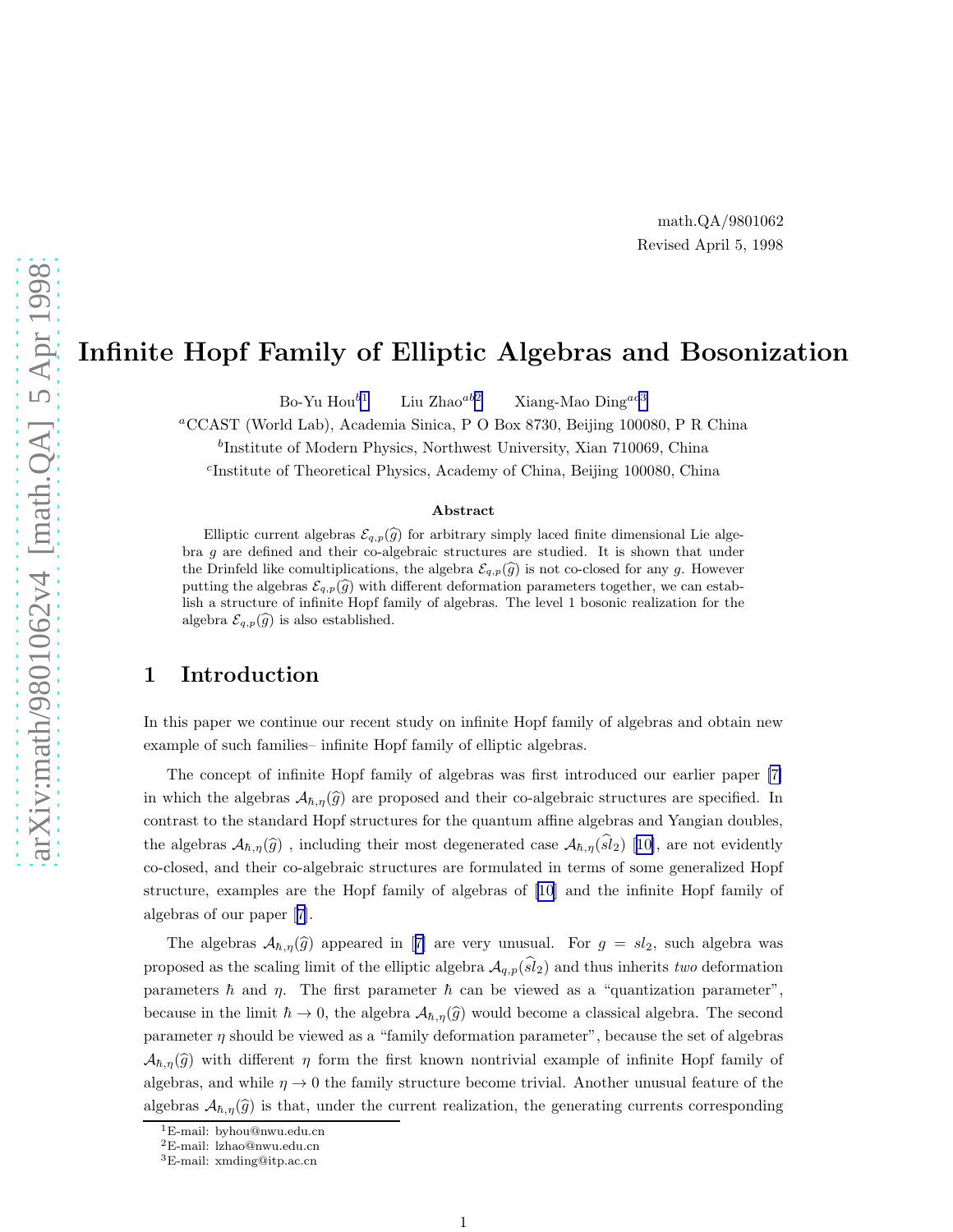math.QA/9801062
Revised April 5, 1998

# Infinite Hopf Family of Elliptic Algebras and Bosonization

Bo-Yu Hou[b1] Liu Zhao[ab2] Xiang-Mao Ding[ac3]

[a]CCAST (World Lab), Academia Sinica, P O Box 8730, Beijing 100080, P R China

[b]Institute of Modern Physics, Northwest University, Xian 710069, China

[c]Institute of Theoretical Physics, Academy of China, Beijing 100080, China

### Abstract

Elliptic current algebras $\mathcal{E}_{q,p}(\widehat{g})$ for arbitrary simply laced finite dimensional Lie algebra $g$ are defined and their co-algebraic structures are studied. It is shown that under the Drinfeld like comultiplications, the algebra $\mathcal{E}_{q,p}(\widehat{g})$ is not co-closed for any $g$. However putting the algebras $\mathcal{E}_{q,p}(\widehat{g})$ with different deformation parameters together, we can establish a structure of infinite Hopf family of algebras. The level 1 bosonic realization for the algebra $\mathcal{E}_{q,p}(\widehat{g})$ is also established.

## 1 Introduction

In this paper we continue our recent study on infinite Hopf family of algebras and obtain new example of such families– infinite Hopf family of elliptic algebras.

The concept of infinite Hopf family of algebras was first introduced our earlier paper [7] in which the algebras $\mathcal{A}_{\hbar,\eta}(\widehat{g})$ are proposed and their co-algebraic structures are specified. In contrast to the standard Hopf structures for the quantum affine algebras and Yangian doubles, the algebras $\mathcal{A}_{\hbar,\eta}(\widehat{g})$ , including their most degenerated case $\mathcal{A}_{\hbar,\eta}(\widehat{sl}_2)$ [10], are not evidently co-closed, and their co-algebraic structures are formulated in terms of some generalized Hopf structure, examples are the Hopf family of algebras of [10] and the infinite Hopf family of algebras of our paper [7].

The algebras $\mathcal{A}_{\hbar,\eta}(\widehat{g})$ appeared in [7] are very unusual. For $g = sl_2$, such algebra was proposed as the scaling limit of the elliptic algebra $\mathcal{A}_{q,p}(\widehat{sl}_2)$ and thus inherits *two* deformation parameters $\hbar$ and $\eta$. The first parameter $\hbar$ can be viewed as a "quantization parameter", because in the limit $\hbar \to 0$, the algebra $\mathcal{A}_{\hbar,\eta}(\widehat{g})$ would become a classical algebra. The second parameter $\eta$ should be viewed as a "family deformation parameter", because the set of algebras $\mathcal{A}_{\hbar,\eta}(\widehat{g})$ with different $\eta$ form the first known nontrivial example of infinite Hopf family of algebras, and while $\eta \to 0$ the family structure become trivial. Another unusual feature of the algebras $\mathcal{A}_{\hbar,\eta}(\widehat{g})$ is that, under the current realization, the generating currents corresponding

[1]E-mail: byhou@nwu.edu.cn

[2]E-mail: lzhao@nwu.edu.cn

[3]E-mail: xmding@itp.ac.cn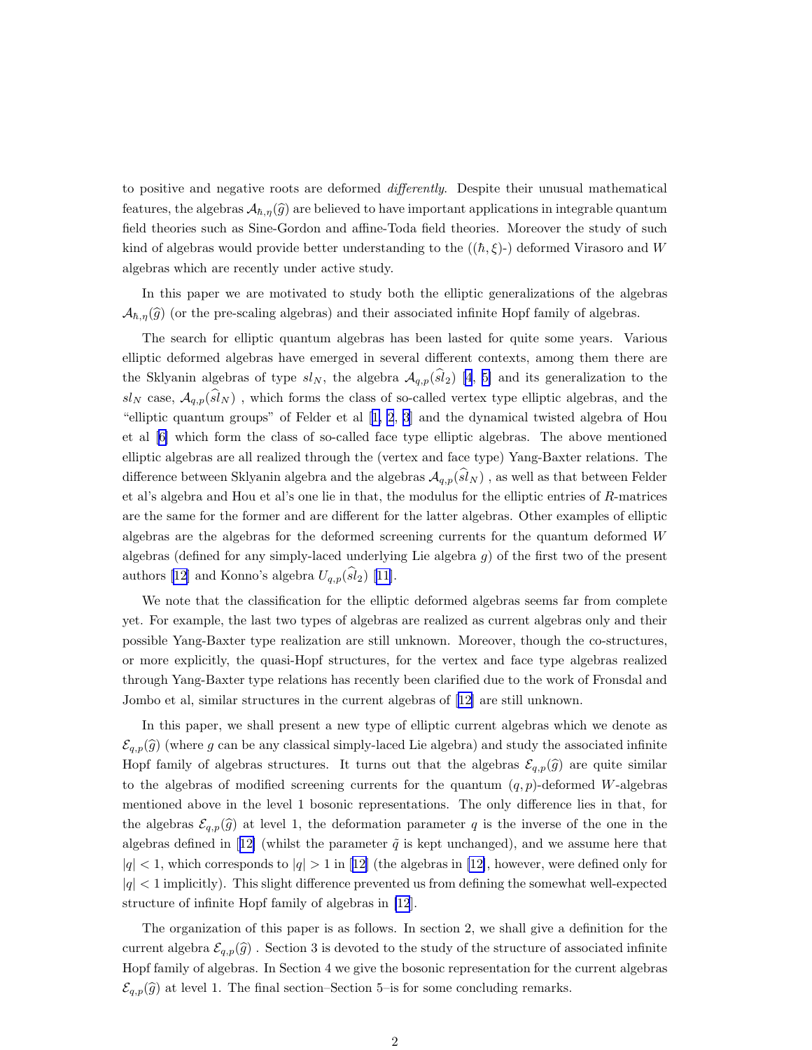to positive and negative roots are deformed *differently*. Despite their unusual mathematical features, the algebras $\mathcal{A}_{\hbar,\eta}(\widehat{g})$ are believed to have important applications in integrable quantum field theories such as Sine-Gordon and affine-Toda field theories. Moreover the study of such kind of algebras would provide better understanding to the ($(\hbar,\xi)$-) deformed Virasoro and $W$ algebras which are recently under active study.

In this paper we are motivated to study both the elliptic generalizations of the algebras $\mathcal{A}_{\hbar,\eta}(\widehat{g})$ (or the pre-scaling algebras) and their associated infinite Hopf family of algebras.

The search for elliptic quantum algebras has been lasted for quite some years. Various elliptic deformed algebras have emerged in several different contexts, among them there are the Sklyanin algebras of type $sl_N$, the algebra $\mathcal{A}_{q,p}(\widehat{sl}_2)$ [4, 5] and its generalization to the $sl_N$ case, $\mathcal{A}_{q,p}(\widehat{sl}_N)$ , which forms the class of so-called vertex type elliptic algebras, and the "elliptic quantum groups" of Felder et al [1, 2, 3] and the dynamical twisted algebra of Hou et al [6] which form the class of so-called face type elliptic algebras. The above mentioned elliptic algebras are all realized through the (vertex and face type) Yang-Baxter relations. The difference between Sklyanin algebra and the algebras $\mathcal{A}_{q,p}(\widehat{sl}_N)$ , as well as that between Felder et al's algebra and Hou et al's one lie in that, the modulus for the elliptic entries of $R$-matrices are the same for the former and are different for the latter algebras. Other examples of elliptic algebras are the algebras for the deformed screening currents for the quantum deformed $W$ algebras (defined for any simply-laced underlying Lie algebra $g$) of the first two of the present authors [12] and Konno's algebra $U_{q,p}(\widehat{sl}_2)$ [11].

We note that the classification for the elliptic deformed algebras seems far from complete yet. For example, the last two types of algebras are realized as current algebras only and their possible Yang-Baxter type realization are still unknown. Moreover, though the co-structures, or more explicitly, the quasi-Hopf structures, for the vertex and face type algebras realized through Yang-Baxter type relations has recently been clarified due to the work of Fronsdal and Jombo et al, similar structures in the current algebras of [12] are still unknown.

In this paper, we shall present a new type of elliptic current algebras which we denote as $\mathcal{E}_{q,p}(\widehat{g})$ (where $g$ can be any classical simply-laced Lie algebra) and study the associated infinite Hopf family of algebras structures. It turns out that the algebras $\mathcal{E}_{q,p}(\widehat{g})$ are quite similar to the algebras of modified screening currents for the quantum $(q,p)$-deformed $W$-algebras mentioned above in the level 1 bosonic representations. The only difference lies in that, for the algebras $\mathcal{E}_{q,p}(\widehat{g})$ at level 1, the deformation parameter $q$ is the inverse of the one in the algebras defined in [12] (whilst the parameter $\tilde{q}$ is kept unchanged), and we assume here that $|q|<1$, which corresponds to $|q|>1$ in [12] (the algebras in [12], however, were defined only for $|q|<1$ implicitly). This slight difference prevented us from defining the somewhat well-expected structure of infinite Hopf family of algebras in [12].

The organization of this paper is as follows. In section 2, we shall give a definition for the current algebra $\mathcal{E}_{q,p}(\widehat{g})$ . Section 3 is devoted to the study of the structure of associated infinite Hopf family of algebras. In Section 4 we give the bosonic representation for the current algebras $\mathcal{E}_{q,p}(\widehat{g})$ at level 1. The final section–Section 5–is for some concluding remarks.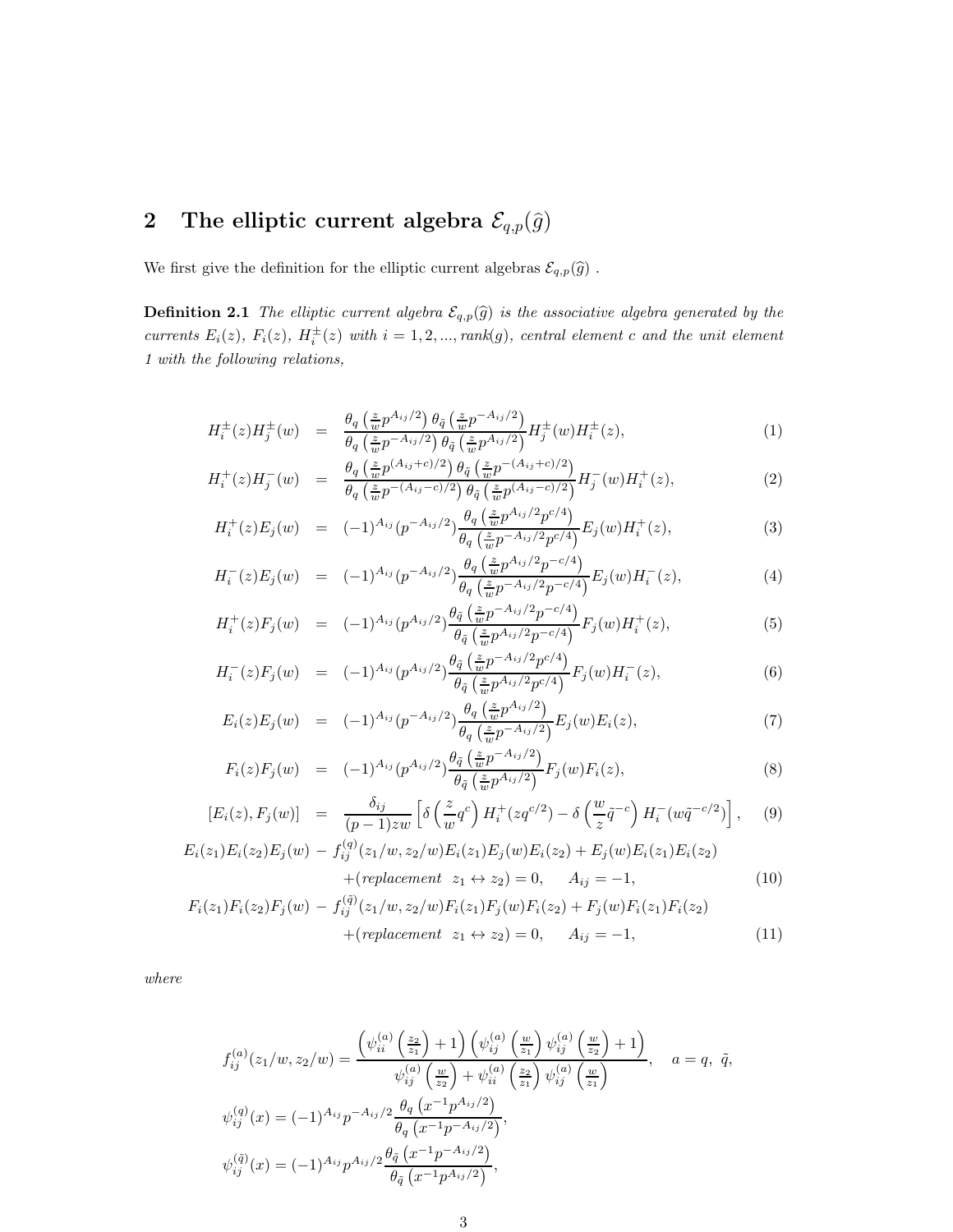## 2 The elliptic current algebra $\mathcal{E}_{q,p}(\widehat{g})$

We first give the definition for the elliptic current algebras $\mathcal{E}_{q,p}(\widehat{g})$ .

**Definition 2.1** *The elliptic current algebra $\mathcal{E}_{q,p}(\widehat{g})$ is the associative algebra generated by the currents $E_i(z)$, $F_i(z)$, $H_i^{\pm}(z)$ with $i = 1, 2, ..., rank(g)$, central element $c$ and the unit element 1 with the following relations,*

$$
\begin{aligned}
H_i^{\pm}(z)H_j^{\pm}(w) &= \frac{\theta_q\left(\frac{z}{w}p^{A_{ij}/2}\right)\theta_{\tilde{q}}\left(\frac{z}{w}p^{-A_{ij}/2}\right)}{\theta_q\left(\frac{z}{w}p^{-A_{ij}/2}\right)\theta_{\tilde{q}}\left(\frac{z}{w}p^{A_{ij}/2}\right)}H_j^{\pm}(w)H_i^{\pm}(z), && (1)\\
H_i^{+}(z)H_j^{-}(w) &= \frac{\theta_q\left(\frac{z}{w}p^{(A_{ij}+c)/2}\right)\theta_{\tilde{q}}\left(\frac{z}{w}p^{-(A_{ij}+c)/2}\right)}{\theta_q\left(\frac{z}{w}p^{-(A_{ij}-c)/2}\right)\theta_{\tilde{q}}\left(\frac{z}{w}p^{(A_{ij}-c)/2}\right)}H_j^{-}(w)H_i^{+}(z), && (2)\\
H_i^{+}(z)E_j(w) &= (-1)^{A_{ij}}(p^{-A_{ij}/2})\frac{\theta_q\left(\frac{z}{w}p^{A_{ij}/2}p^{c/4}\right)}{\theta_q\left(\frac{z}{w}p^{-A_{ij}/2}p^{c/4}\right)}E_j(w)H_i^{+}(z), && (3)\\
H_i^{-}(z)E_j(w) &= (-1)^{A_{ij}}(p^{-A_{ij}/2})\frac{\theta_q\left(\frac{z}{w}p^{A_{ij}/2}p^{-c/4}\right)}{\theta_q\left(\frac{z}{w}p^{-A_{ij}/2}p^{-c/4}\right)}E_j(w)H_i^{-}(z), && (4)\\
H_i^{+}(z)F_j(w) &= (-1)^{A_{ij}}(p^{A_{ij}/2})\frac{\theta_{\tilde{q}}\left(\frac{z}{w}p^{-A_{ij}/2}p^{-c/4}\right)}{\theta_{\tilde{q}}\left(\frac{z}{w}p^{A_{ij}/2}p^{-c/4}\right)}F_j(w)H_i^{+}(z), && (5)\\
H_i^{-}(z)F_j(w) &= (-1)^{A_{ij}}(p^{A_{ij}/2})\frac{\theta_{\tilde{q}}\left(\frac{z}{w}p^{-A_{ij}/2}p^{c/4}\right)}{\theta_{\tilde{q}}\left(\frac{z}{w}p^{A_{ij}/2}p^{c/4}\right)}F_j(w)H_i^{-}(z), && (6)\\
E_i(z)E_j(w) &= (-1)^{A_{ij}}(p^{-A_{ij}/2})\frac{\theta_q\left(\frac{z}{w}p^{A_{ij}/2}\right)}{\theta_q\left(\frac{z}{w}p^{-A_{ij}/2}\right)}E_j(w)E_i(z), && (7)\\
F_i(z)F_j(w) &= (-1)^{A_{ij}}(p^{A_{ij}/2})\frac{\theta_{\tilde{q}}\left(\frac{z}{w}p^{-A_{ij}/2}\right)}{\theta_{\tilde{q}}\left(\frac{z}{w}p^{A_{ij}/2}\right)}F_j(w)F_i(z), && (8)\\
[E_i(z), F_j(w)] &= \frac{\delta_{ij}}{(p-1)zw}\left[\delta\left(\frac{z}{w}q^c\right)H_i^{+}(zq^{c/2}) - \delta\left(\frac{w}{z}\tilde{q}^{-c}\right)H_i^{-}(w\tilde{q}^{-c/2})\right], && (9)
\end{aligned}
$$

$$
\begin{aligned}
E_i(z_1)E_i(z_2)E_j(w) &- f_{ij}^{(q)}(z_1/w, z_2/w)E_i(z_1)E_j(w)E_i(z_2) + E_j(w)E_i(z_1)E_i(z_2)\\
&+(\textit{replacement}\ \ z_1 \leftrightarrow z_2) = 0, \quad A_{ij} = -1, \qquad (10)\\
F_i(z_1)F_i(z_2)F_j(w) &- f_{ij}^{(\tilde{q})}(z_1/w, z_2/w)F_i(z_1)F_j(w)F_i(z_2) + F_j(w)F_i(z_1)F_i(z_2)\\
&+(\textit{replacement}\ \ z_1 \leftrightarrow z_2) = 0, \quad A_{ij} = -1, \qquad (11)
\end{aligned}
$$

*where*

$$
\begin{aligned}
f_{ij}^{(a)}(z_1/w, z_2/w) &= \frac{\left(\psi_{ii}^{(a)}\left(\frac{z_2}{z_1}\right)+1\right)\left(\psi_{ij}^{(a)}\left(\frac{w}{z_1}\right)\psi_{ij}^{(a)}\left(\frac{w}{z_2}\right)+1\right)}{\psi_{ij}^{(a)}\left(\frac{w}{z_2}\right)+\psi_{ii}^{(a)}\left(\frac{z_2}{z_1}\right)\psi_{ij}^{(a)}\left(\frac{w}{z_1}\right)}, \quad a = q,\ \tilde{q},\\
\psi_{ij}^{(q)}(x) &= (-1)^{A_{ij}}p^{-A_{ij}/2}\frac{\theta_q\left(x^{-1}p^{A_{ij}/2}\right)}{\theta_q\left(x^{-1}p^{-A_{ij}/2}\right)},\\
\psi_{ij}^{(\tilde{q})}(x) &= (-1)^{A_{ij}}p^{A_{ij}/2}\frac{\theta_{\tilde{q}}\left(x^{-1}p^{-A_{ij}/2}\right)}{\theta_{\tilde{q}}\left(x^{-1}p^{A_{ij}/2}\right)},
\end{aligned}
$$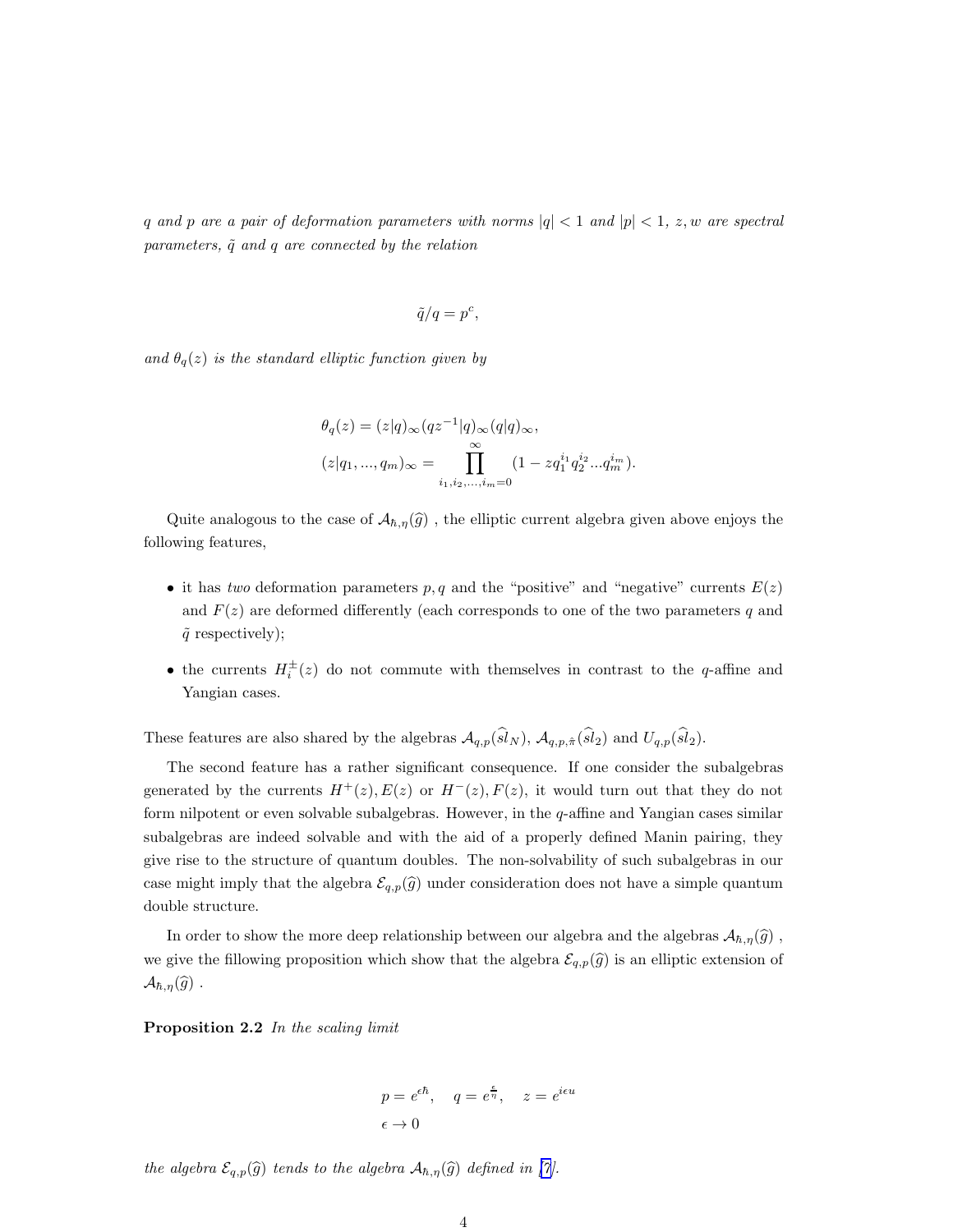*$q$ and $p$ are a pair of deformation parameters with norms $|q| < 1$ and $|p| < 1$, $z, w$ are spectral parameters, $\tilde{q}$ and $q$ are connected by the relation*

$$\tilde{q}/q = p^c,$$

*and $\theta_q(z)$ is the standard elliptic function given by*

$$\theta_q(z) = (z|q)_\infty (qz^{-1}|q)_\infty (q|q)_\infty,$$
$$(z|q_1, ..., q_m)_\infty = \prod_{i_1, i_2, ..., i_m = 0}^{\infty} (1 - z q_1^{i_1} q_2^{i_2} ... q_m^{i_m}).$$

Quite analogous to the case of $\mathcal{A}_{\hbar,\eta}(\widehat{g})$ , the elliptic current algebra given above enjoys the following features,

- it has *two* deformation parameters $p, q$ and the "positive" and "negative" currents $E(z)$ and $F(z)$ are deformed differently (each corresponds to one of the two parameters $q$ and $\tilde{q}$ respectively);
- the currents $H_i^{\pm}(z)$ do not commute with themselves in contrast to the $q$-affine and Yangian cases.

These features are also shared by the algebras $\mathcal{A}_{q,p}(\widehat{sl}_N)$, $\mathcal{A}_{q,p,\hat{\pi}}(\widehat{sl}_2)$ and $U_{q,p}(\widehat{sl}_2)$.

The second feature has a rather significant consequence. If one consider the subalgebras generated by the currents $H^+(z), E(z)$ or $H^-(z), F(z)$, it would turn out that they do not form nilpotent or even solvable subalgebras. However, in the $q$-affine and Yangian cases similar subalgebras are indeed solvable and with the aid of a properly defined Manin pairing, they give rise to the structure of quantum doubles. The non-solvability of such subalgebras in our case might imply that the algebra $\mathcal{E}_{q,p}(\widehat{g})$ under consideration does not have a simple quantum double structure.

In order to show the more deep relationship between our algebra and the algebras $\mathcal{A}_{\hbar,\eta}(\widehat{g})$ , we give the fillowing proposition which show that the algebra $\mathcal{E}_{q,p}(\widehat{g})$ is an elliptic extension of $\mathcal{A}_{\hbar,\eta}(\widehat{g})$ .

**Proposition 2.2** *In the scaling limit*

$$p = e^{\epsilon\hbar}, \quad q = e^{\frac{\epsilon}{\eta}}, \quad z = e^{i\epsilon u}$$
$$\epsilon \to 0$$

*the algebra $\mathcal{E}_{q,p}(\widehat{g})$ tends to the algebra $\mathcal{A}_{\hbar,\eta}(\widehat{g})$ defined in [7].*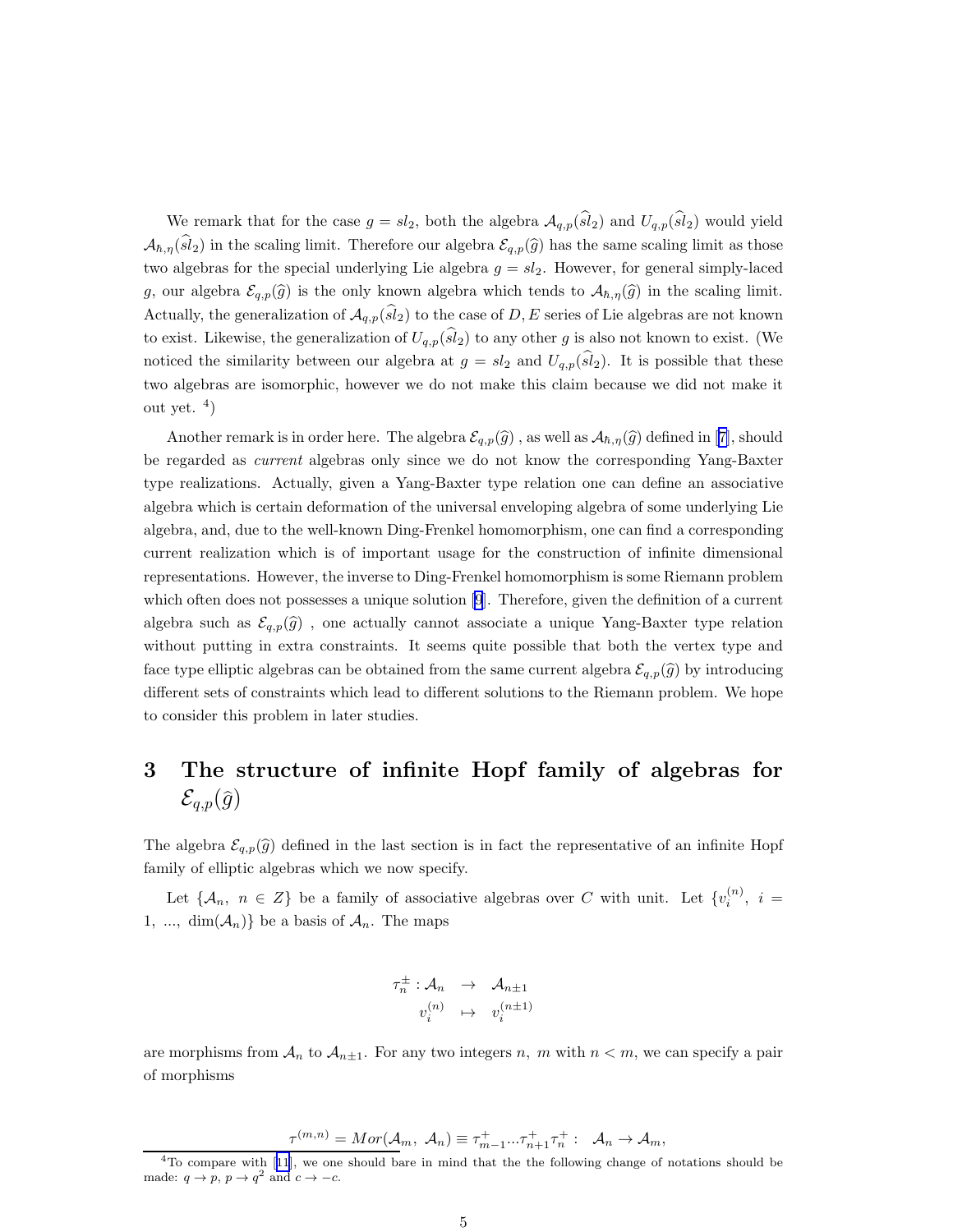We remark that for the case $g = sl_2$, both the algebra $\mathcal{A}_{q,p}(\widehat{sl}_2)$ and $U_{q,p}(\widehat{sl}_2)$ would yield $\mathcal{A}_{\hbar,\eta}(\widehat{sl}_2)$ in the scaling limit. Therefore our algebra $\mathcal{E}_{q,p}(\widehat{g})$ has the same scaling limit as those two algebras for the special underlying Lie algebra $g = sl_2$. However, for general simply-laced $g$, our algebra $\mathcal{E}_{q,p}(\widehat{g})$ is the only known algebra which tends to $\mathcal{A}_{\hbar,\eta}(\widehat{g})$ in the scaling limit. Actually, the generalization of $\mathcal{A}_{q,p}(\widehat{sl}_2)$ to the case of $D, E$ series of Lie algebras are not known to exist. Likewise, the generalization of $U_{q,p}(\widehat{sl}_2)$ to any other $g$ is also not known to exist. (We noticed the similarity between our algebra at $g = sl_2$ and $U_{q,p}(\widehat{sl}_2)$. It is possible that these two algebras are isomorphic, however we do not make this claim because we did not make it out yet. [4])

Another remark is in order here. The algebra $\mathcal{E}_{q,p}(\widehat{g})$ , as well as $\mathcal{A}_{\hbar,\eta}(\widehat{g})$ defined in [7], should be regarded as *current* algebras only since we do not know the corresponding Yang-Baxter type realizations. Actually, given a Yang-Baxter type relation one can define an associative algebra which is certain deformation of the universal enveloping algebra of some underlying Lie algebra, and, due to the well-known Ding-Frenkel homomorphism, one can find a corresponding current realization which is of important usage for the construction of infinite dimensional representations. However, the inverse to Ding-Frenkel homomorphism is some Riemann problem which often does not possesses a unique solution [9]. Therefore, given the definition of a current algebra such as $\mathcal{E}_{q,p}(\widehat{g})$ , one actually cannot associate a unique Yang-Baxter type relation without putting in extra constraints. It seems quite possible that both the vertex type and face type elliptic algebras can be obtained from the same current algebra $\mathcal{E}_{q,p}(\widehat{g})$ by introducing different sets of constraints which lead to different solutions to the Riemann problem. We hope to consider this problem in later studies.

# 3 The structure of infinite Hopf family of algebras for $\mathcal{E}_{q,p}(\widehat{g})$

The algebra $\mathcal{E}_{q,p}(\widehat{g})$ defined in the last section is in fact the representative of an infinite Hopf family of elliptic algebras which we now specify.

Let $\{\mathcal{A}_n,\ n \in Z\}$ be a family of associative algebras over $C$ with unit. Let $\{v_i^{(n)},\ i = 1,\ ...,\ \dim(\mathcal{A}_n)\}$ be a basis of $\mathcal{A}_n$. The maps

$$
\begin{aligned}
\tau_n^{\pm} : \mathcal{A}_n &\rightarrow \mathcal{A}_{n\pm 1} \\
v_i^{(n)} &\mapsto v_i^{(n\pm 1)}
\end{aligned}
$$

are morphisms from $\mathcal{A}_n$ to $\mathcal{A}_{n\pm 1}$. For any two integers $n,\ m$ with $n < m$, we can specify a pair of morphisms

$$
\tau^{(m,n)} = Mor(\mathcal{A}_m,\ \mathcal{A}_n) \equiv \tau_{m-1}^{+} ... \tau_{n+1}^{+} \tau_n^{+} : \ \ \mathcal{A}_n \rightarrow \mathcal{A}_m,
$$

[4] To compare with [11], we one should bare in mind that the the following change of notations should be made: $q \rightarrow p$, $p \rightarrow q^2$ and $c \rightarrow -c$.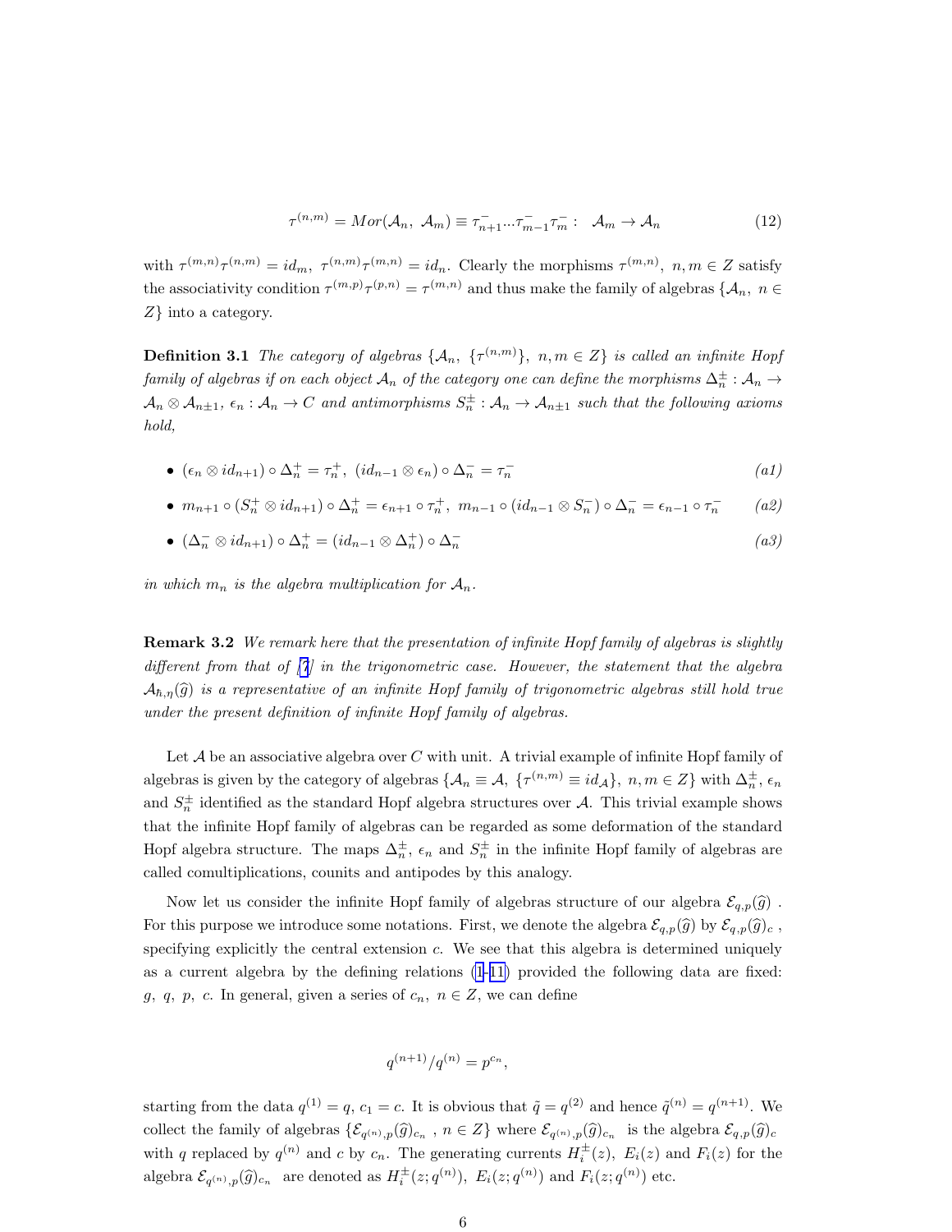$$\tau^{(n,m)} = Mor(\mathcal{A}_n,\ \mathcal{A}_m) \equiv \tau^-_{n+1} ... \tau^-_{m-1}\tau^-_m : \ \ \mathcal{A}_m \to \mathcal{A}_n \tag{12}$$

with $\tau^{(m,n)}\tau^{(n,m)} = id_m,\ \tau^{(n,m)}\tau^{(m,n)} = id_n$. Clearly the morphisms $\tau^{(m,n)},\ n, m \in Z$ satisfy the associativity condition $\tau^{(m,p)}\tau^{(p,n)} = \tau^{(m,n)}$ and thus make the family of algebras $\{\mathcal{A}_n,\ n \in Z\}$ into a category.

**Definition 3.1** *The category of algebras $\{\mathcal{A}_n,\ \{\tau^{(n,m)}\},\ n, m \in Z\}$ is called an infinite Hopf family of algebras if on each object $\mathcal{A}_n$ of the category one can define the morphisms $\Delta^\pm_n : \mathcal{A}_n \to \mathcal{A}_n \otimes \mathcal{A}_{n\pm 1}$, $\epsilon_n : \mathcal{A}_n \to C$ and antimorphisms $S^\pm_n : \mathcal{A}_n \to \mathcal{A}_{n\pm 1}$ such that the following axioms hold,*

- $(\epsilon_n \otimes id_{n+1}) \circ \Delta^+_n = \tau^+_n,\ (id_{n-1} \otimes \epsilon_n) \circ \Delta^-_n = \tau^-_n$ *(a1)*
- $m_{n+1} \circ (S^+_n \otimes id_{n+1}) \circ \Delta^+_n = \epsilon_{n+1} \circ \tau^+_n,\ m_{n-1} \circ (id_{n-1} \otimes S^-_n) \circ \Delta^-_n = \epsilon_{n-1} \circ \tau^-_n$ *(a2)*
- $(\Delta^-_n \otimes id_{n+1}) \circ \Delta^+_n = (id_{n-1} \otimes \Delta^+_n) \circ \Delta^-_n$ *(a3)*

*in which $m_n$ is the algebra multiplication for $\mathcal{A}_n$.*

**Remark 3.2** *We remark here that the presentation of infinite Hopf family of algebras is slightly different from that of [7] in the trigonometric case. However, the statement that the algebra $\mathcal{A}_{\hbar,\eta}(\widehat{g})$ is a representative of an infinite Hopf family of trigonometric algebras still hold true under the present definition of infinite Hopf family of algebras.*

Let $\mathcal{A}$ be an associative algebra over $C$ with unit. A trivial example of infinite Hopf family of algebras is given by the category of algebras $\{\mathcal{A}_n \equiv \mathcal{A},\ \{\tau^{(n,m)} \equiv id_{\mathcal{A}}\},\ n, m \in Z\}$ with $\Delta^\pm_n$, $\epsilon_n$ and $S^\pm_n$ identified as the standard Hopf algebra structures over $\mathcal{A}$. This trivial example shows that the infinite Hopf family of algebras can be regarded as some deformation of the standard Hopf algebra structure. The maps $\Delta^\pm_n$, $\epsilon_n$ and $S^\pm_n$ in the infinite Hopf family of algebras are called comultiplications, counits and antipodes by this analogy.

Now let us consider the infinite Hopf family of algebras structure of our algebra $\mathcal{E}_{q,p}(\widehat{g})$ . For this purpose we introduce some notations. First, we denote the algebra $\mathcal{E}_{q,p}(\widehat{g})$ by $\mathcal{E}_{q,p}(\widehat{g})_c$ , specifying explicitly the central extension $c$. We see that this algebra is determined uniquely as a current algebra by the defining relations (1-11) provided the following data are fixed: $g,\ q,\ p,\ c$. In general, given a series of $c_n,\ n \in Z$, we can define

$$q^{(n+1)}/q^{(n)} = p^{c_n},$$

starting from the data $q^{(1)} = q$, $c_1 = c$. It is obvious that $\tilde{q} = q^{(2)}$ and hence $\tilde{q}^{(n)} = q^{(n+1)}$. We collect the family of algebras $\{\mathcal{E}_{q^{(n)},p}(\widehat{g})_{c_n}\ ,\ n \in Z\}$ where $\mathcal{E}_{q^{(n)},p}(\widehat{g})_{c_n}$ is the algebra $\mathcal{E}_{q,p}(\widehat{g})_c$ with $q$ replaced by $q^{(n)}$ and $c$ by $c_n$. The generating currents $H^\pm_i(z),\ E_i(z)$ and $F_i(z)$ for the algebra $\mathcal{E}_{q^{(n)},p}(\widehat{g})_{c_n}$ are denoted as $H^\pm_i(z; q^{(n)}),\ E_i(z; q^{(n)})$ and $F_i(z; q^{(n)})$ etc.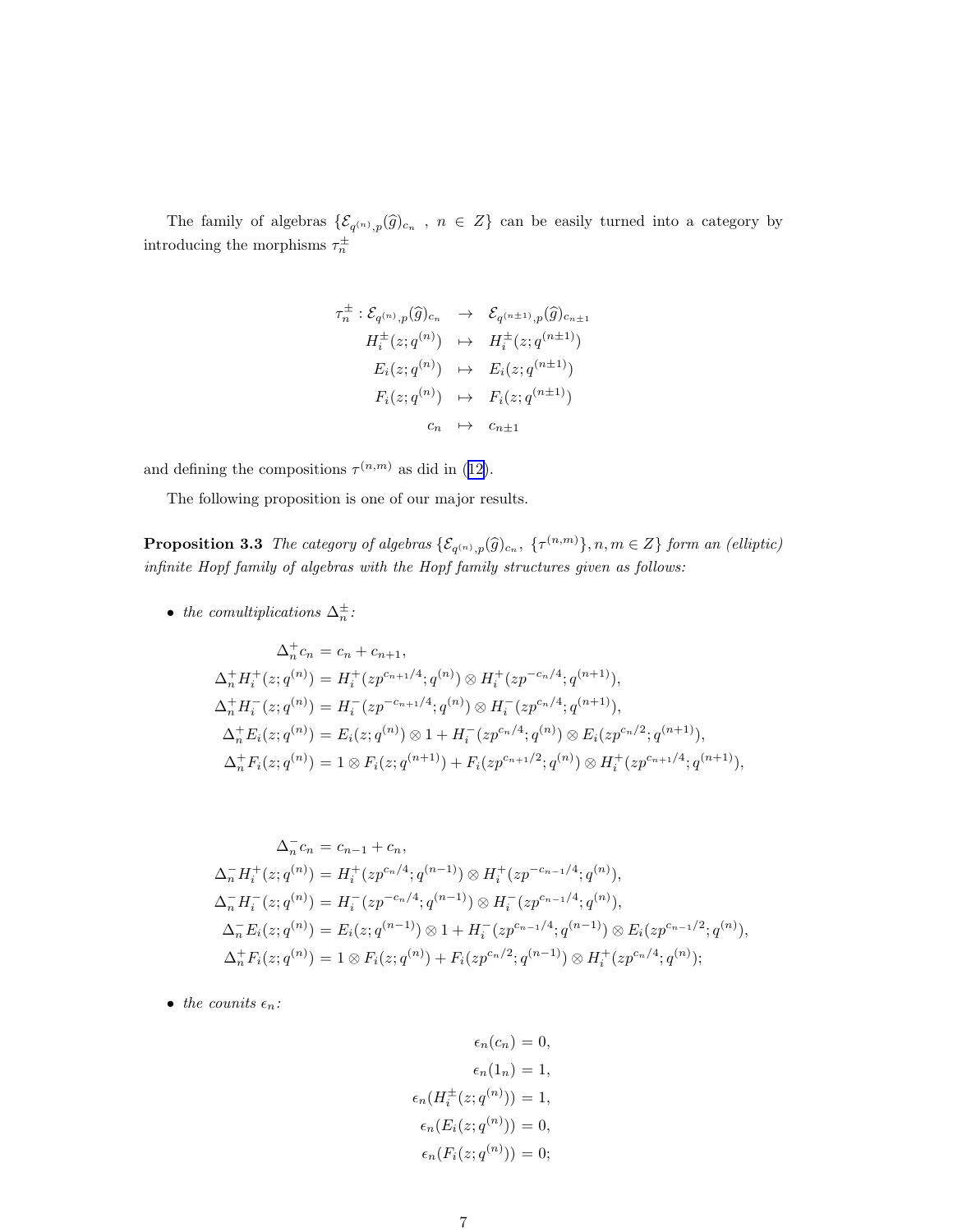The family of algebras $\{\mathcal{E}_{q^{(n)},p}(\widehat{g})_{c_n}\ ,\ n \in Z\}$ can be easily turned into a category by introducing the morphisms $\tau_n^{\pm}$

$$
\begin{aligned}
\tau_n^{\pm} : \mathcal{E}_{q^{(n)},p}(\widehat{g})_{c_n} &\rightarrow \mathcal{E}_{q^{(n\pm1)},p}(\widehat{g})_{c_{n\pm1}} \\
H_i^{\pm}(z;q^{(n)}) &\mapsto H_i^{\pm}(z;q^{(n\pm1)}) \\
E_i(z;q^{(n)}) &\mapsto E_i(z;q^{(n\pm1)}) \\
F_i(z;q^{(n)}) &\mapsto F_i(z;q^{(n\pm1)}) \\
c_n &\mapsto c_{n\pm1}
\end{aligned}
$$

and defining the compositions $\tau^{(n,m)}$ as did in (12).

The following proposition is one of our major results.

**Proposition 3.3** *The category of algebras $\{\mathcal{E}_{q^{(n)},p}(\widehat{g})_{c_n},\ \{\tau^{(n,m)}\}, n, m \in Z\}$ form an (elliptic) infinite Hopf family of algebras with the Hopf family structures given as follows:*

- *the comultiplications $\Delta_n^{\pm}$:*

$$
\begin{aligned}
\Delta_n^+ c_n &= c_n + c_{n+1}, \\
\Delta_n^+ H_i^+(z;q^{(n)}) &= H_i^+(zp^{c_{n+1}/4};q^{(n)}) \otimes H_i^+(zp^{-c_n/4};q^{(n+1)}), \\
\Delta_n^+ H_i^-(z;q^{(n)}) &= H_i^-(zp^{-c_{n+1}/4};q^{(n)}) \otimes H_i^-(zp^{c_n/4};q^{(n+1)}), \\
\Delta_n^+ E_i(z;q^{(n)}) &= E_i(z;q^{(n)}) \otimes 1 + H_i^-(zp^{c_n/4};q^{(n)}) \otimes E_i(zp^{c_n/2};q^{(n+1)}), \\
\Delta_n^+ F_i(z;q^{(n)}) &= 1 \otimes F_i(z;q^{(n+1)}) + F_i(zp^{c_{n+1}/2};q^{(n)}) \otimes H_i^+(zp^{c_{n+1}/4};q^{(n+1)}),
\end{aligned}
$$

$$
\begin{aligned}
\Delta_n^- c_n &= c_{n-1} + c_n, \\
\Delta_n^- H_i^+(z;q^{(n)}) &= H_i^+(zp^{c_n/4};q^{(n-1)}) \otimes H_i^+(zp^{-c_{n-1}/4};q^{(n)}), \\
\Delta_n^- H_i^-(z;q^{(n)}) &= H_i^-(zp^{-c_n/4};q^{(n-1)}) \otimes H_i^-(zp^{c_{n-1}/4};q^{(n)}), \\
\Delta_n^- E_i(z;q^{(n)}) &= E_i(z;q^{(n-1)}) \otimes 1 + H_i^-(zp^{c_{n-1}/4};q^{(n-1)}) \otimes E_i(zp^{c_{n-1}/2};q^{(n)}), \\
\Delta_n^+ F_i(z;q^{(n)}) &= 1 \otimes F_i(z;q^{(n)}) + F_i(zp^{c_n/2};q^{(n-1)}) \otimes H_i^+(zp^{c_n/4};q^{(n)});
\end{aligned}
$$

- *the counits $\epsilon_n$:*

$$
\begin{aligned}
\epsilon_n(c_n) &= 0, \\
\epsilon_n(1_n) &= 1, \\
\epsilon_n(H_i^{\pm}(z;q^{(n)})) &= 1, \\
\epsilon_n(E_i(z;q^{(n)})) &= 0, \\
\epsilon_n(F_i(z;q^{(n)})) &= 0;
\end{aligned}
$$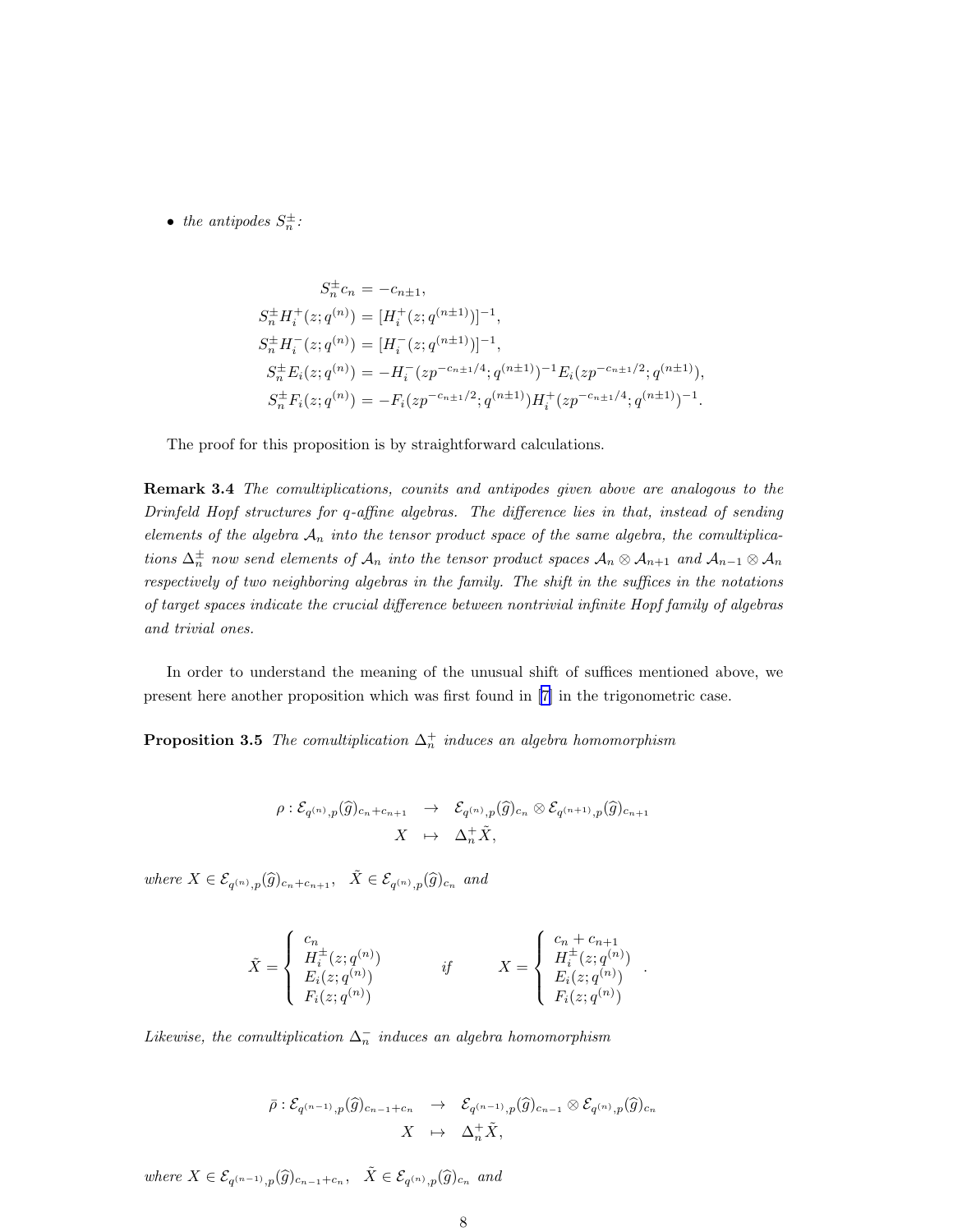- *the antipodes $S_n^{\pm}$:*

$$
\begin{aligned}
S_n^{\pm} c_n &= -c_{n\pm 1}, \\
S_n^{\pm} H_i^{+}(z; q^{(n)}) &= [H_i^{+}(z; q^{(n\pm 1)})]^{-1}, \\
S_n^{\pm} H_i^{-}(z; q^{(n)}) &= [H_i^{-}(z; q^{(n\pm 1)})]^{-1}, \\
S_n^{\pm} E_i(z; q^{(n)}) &= -H_i^{-}(zp^{-c_{n\pm 1}/4}; q^{(n\pm 1)})^{-1} E_i(zp^{-c_{n\pm 1}/2}; q^{(n\pm 1)}), \\
S_n^{\pm} F_i(z; q^{(n)}) &= -F_i(zp^{-c_{n\pm 1}/2}; q^{(n\pm 1)}) H_i^{+}(zp^{-c_{n\pm 1}/4}; q^{(n\pm 1)})^{-1}.
\end{aligned}
$$

The proof for this proposition is by straightforward calculations.

**Remark 3.4** *The comultiplications, counits and antipodes given above are analogous to the Drinfeld Hopf structures for q-affine algebras. The difference lies in that, instead of sending elements of the algebra $\mathcal{A}_n$ into the tensor product space of the same algebra, the comultiplications $\Delta_n^{\pm}$ now send elements of $\mathcal{A}_n$ into the tensor product spaces $\mathcal{A}_n \otimes \mathcal{A}_{n+1}$ and $\mathcal{A}_{n-1} \otimes \mathcal{A}_n$ respectively of two neighboring algebras in the family. The shift in the suffices in the notations of target spaces indicate the crucial difference between nontrivial infinite Hopf family of algebras and trivial ones.*

In order to understand the meaning of the unusual shift of suffices mentioned above, we present here another proposition which was first found in [7] in the trigonometric case.

**Proposition 3.5** *The comultiplication $\Delta_n^{+}$ induces an algebra homomorphism*

$$
\begin{aligned}
\rho : \mathcal{E}_{q^{(n)},p}(\widehat{g})_{c_n + c_{n+1}} &\rightarrow \mathcal{E}_{q^{(n)},p}(\widehat{g})_{c_n} \otimes \mathcal{E}_{q^{(n+1)},p}(\widehat{g})_{c_{n+1}} \\
X &\mapsto \Delta_n^{+} \tilde{X},
\end{aligned}
$$

*where $X \in \mathcal{E}_{q^{(n)},p}(\widehat{g})_{c_n + c_{n+1}}$, $\tilde{X} \in \mathcal{E}_{q^{(n)},p}(\widehat{g})_{c_n}$ and*

$$
\tilde{X} = \left\{ \begin{array}{l} c_n \\ H_i^{\pm}(z; q^{(n)}) \\ E_i(z; q^{(n)}) \\ F_i(z; q^{(n)}) \end{array} \right. \qquad \text{if} \qquad X = \left\{ \begin{array}{l} c_n + c_{n+1} \\ H_i^{\pm}(z; q^{(n)}) \\ E_i(z; q^{(n)}) \\ F_i(z; q^{(n)}) \end{array} \right. .
$$

*Likewise, the comultiplication $\Delta_n^{-}$ induces an algebra homomorphism*

$$
\begin{aligned}
\bar{\rho} : \mathcal{E}_{q^{(n-1)},p}(\widehat{g})_{c_{n-1} + c_n} &\rightarrow \mathcal{E}_{q^{(n-1)},p}(\widehat{g})_{c_{n-1}} \otimes \mathcal{E}_{q^{(n)},p}(\widehat{g})_{c_n} \\
X &\mapsto \Delta_n^{+} \tilde{X},
\end{aligned}
$$

*where $X \in \mathcal{E}_{q^{(n-1)},p}(\widehat{g})_{c_{n-1} + c_n}$, $\tilde{X} \in \mathcal{E}_{q^{(n)},p}(\widehat{g})_{c_n}$ and*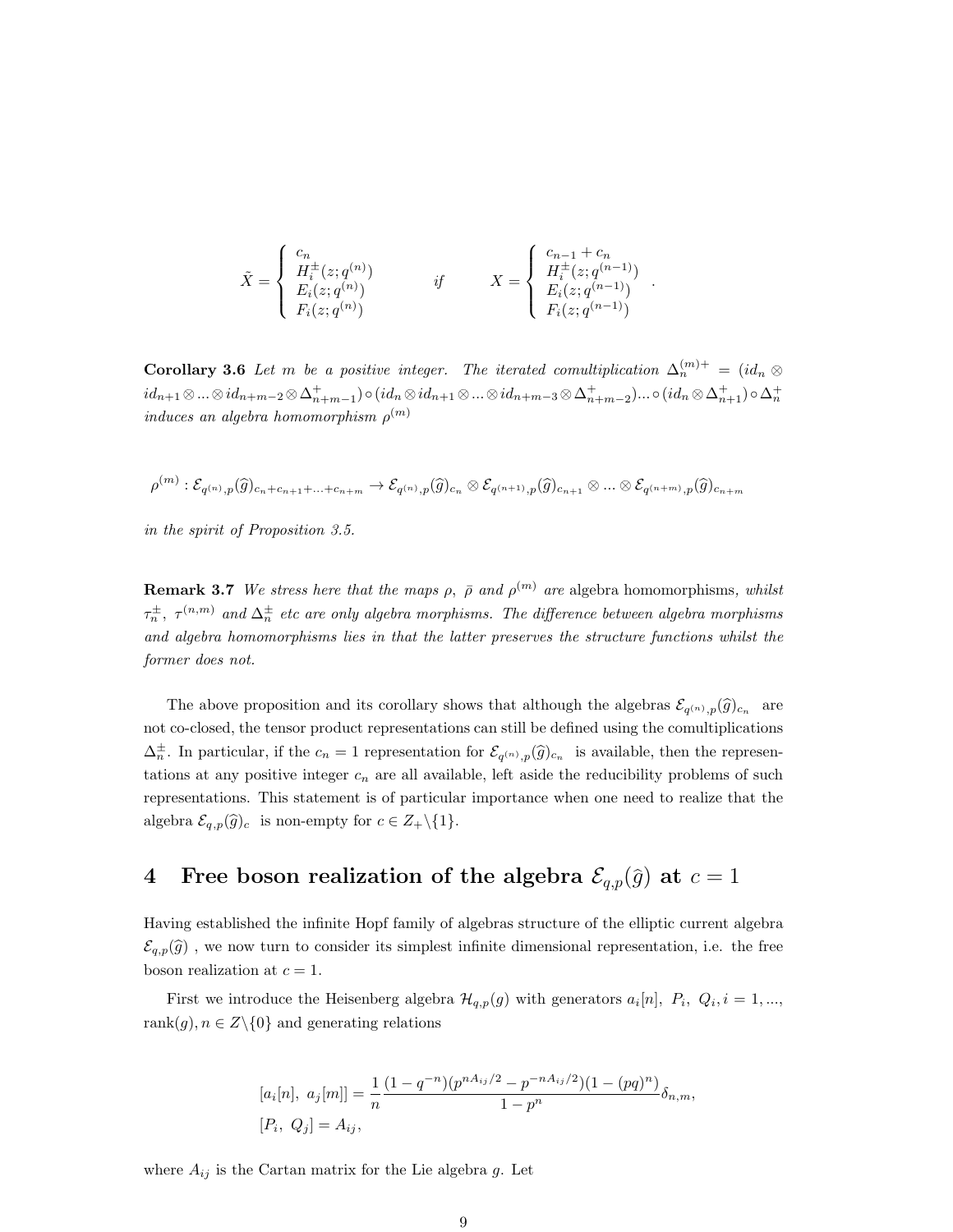$$
\tilde{X} = \begin{cases} c_n \\ H_i^{\pm}(z; q^{(n)}) \\ E_i(z; q^{(n)}) \\ F_i(z; q^{(n)}) \end{cases} \qquad \text{if} \qquad X = \begin{cases} c_{n-1} + c_n \\ H_i^{\pm}(z; q^{(n-1)}) \\ E_i(z; q^{(n-1)}) \\ F_i(z; q^{(n-1)}) \end{cases} .
$$

**Corollary 3.6** *Let $m$ be a positive integer. The iterated comultiplication $\Delta_n^{(m)+} = (id_n \otimes id_{n+1} \otimes ... \otimes id_{n+m-2} \otimes \Delta_{n+m-1}^+) \circ (id_n \otimes id_{n+1} \otimes ... \otimes id_{n+m-3} \otimes \Delta_{n+m-2}^+) ... \circ (id_n \otimes \Delta_{n+1}^+) \circ \Delta_n^+$ induces an algebra homomorphism $\rho^{(m)}$*

$$
\rho^{(m)} : \mathcal{E}_{q^{(n)},p}(\widehat{g})_{c_n + c_{n+1} + ... + c_{n+m}} \to \mathcal{E}_{q^{(n)},p}(\widehat{g})_{c_n} \otimes \mathcal{E}_{q^{(n+1)},p}(\widehat{g})_{c_{n+1}} \otimes ... \otimes \mathcal{E}_{q^{(n+m)},p}(\widehat{g})_{c_{n+m}}
$$

*in the spirit of Proposition 3.5.*

**Remark 3.7** *We stress here that the maps $\rho$, $\bar{\rho}$ and $\rho^{(m)}$ are* algebra homomorphisms*, whilst $\tau_n^{\pm}$, $\tau^{(n,m)}$ and $\Delta_n^{\pm}$ etc are only algebra morphisms. The difference between algebra morphisms and algebra homomorphisms lies in that the latter preserves the structure functions whilst the former does not.*

The above proposition and its corollary shows that although the algebras $\mathcal{E}_{q^{(n)},p}(\widehat{g})_{c_n}$ are not co-closed, the tensor product representations can still be defined using the comultiplications $\Delta_n^{\pm}$. In particular, if the $c_n = 1$ representation for $\mathcal{E}_{q^{(n)},p}(\widehat{g})_{c_n}$ is available, then the representations at any positive integer $c_n$ are all available, left aside the reducibility problems of such representations. This statement is of particular importance when one need to realize that the algebra $\mathcal{E}_{q,p}(\widehat{g})_c$ is non-empty for $c \in Z_+ \backslash \{1\}$.

# 4 Free boson realization of the algebra $\mathcal{E}_{q,p}(\hat{g})$ at $c = 1$

Having established the infinite Hopf family of algebras structure of the elliptic current algebra $\mathcal{E}_{q,p}(\widehat{g})$ , we now turn to consider its simplest infinite dimensional representation, i.e. the free boson realization at $c = 1$.

First we introduce the Heisenberg algebra $\mathcal{H}_{q,p}(g)$ with generators $a_i[n]$, $P_i$, $Q_i, i = 1, ...,$ rank$(g), n \in Z \backslash \{0\}$ and generating relations

$$
\begin{aligned}
&[a_i[n],\ a_j[m]] = \frac{1}{n} \frac{(1 - q^{-n})(p^{nA_{ij}/2} - p^{-nA_{ij}/2})(1 - (pq)^n)}{1 - p^n} \delta_{n,m}, \\
&[P_i,\ Q_j] = A_{ij},
\end{aligned}
$$

where $A_{ij}$ is the Cartan matrix for the Lie algebra $g$. Let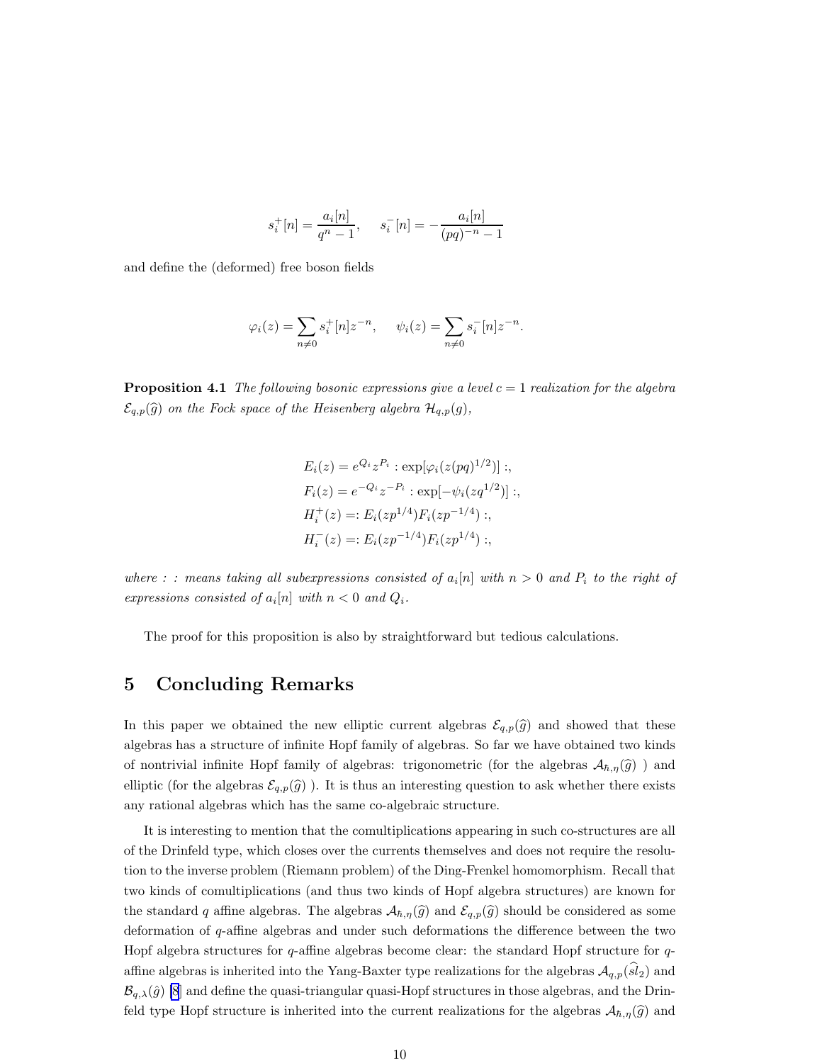$$s_i^+[n] = \frac{a_i[n]}{q^n - 1}, \quad s_i^-[n] = -\frac{a_i[n]}{(pq)^{-n} - 1}$$

and define the (deformed) free boson fields

$$\varphi_i(z) = \sum_{n \neq 0} s_i^+[n] z^{-n}, \quad \psi_i(z) = \sum_{n \neq 0} s_i^-[n] z^{-n}.$$

**Proposition 4.1** *The following bosonic expressions give a level $c = 1$ realization for the algebra $\mathcal{E}_{q,p}(\widehat{g})$ on the Fock space of the Heisenberg algebra $\mathcal{H}_{q,p}(g)$,*

$$\begin{aligned}
E_i(z) &= e^{Q_i} z^{P_i} : \exp[\varphi_i(z(pq)^{1/2})] :, \\
F_i(z) &= e^{-Q_i} z^{-P_i} : \exp[-\psi_i(zq^{1/2})] :, \\
H_i^+(z) &=: E_i(zp^{1/4}) F_i(zp^{-1/4}) :, \\
H_i^-(z) &=: E_i(zp^{-1/4}) F_i(zp^{1/4}) :,
\end{aligned}$$

*where : : means taking all subexpressions consisted of $a_i[n]$ with $n > 0$ and $P_i$ to the right of expressions consisted of $a_i[n]$ with $n < 0$ and $Q_i$.*

The proof for this proposition is also by straightforward but tedious calculations.

## 5 Concluding Remarks

In this paper we obtained the new elliptic current algebras $\mathcal{E}_{q,p}(\widehat{g})$ and showed that these algebras has a structure of infinite Hopf family of algebras. So far we have obtained two kinds of nontrivial infinite Hopf family of algebras: trigonometric (for the algebras $\mathcal{A}_{\hbar,\eta}(\widehat{g})$ ) and elliptic (for the algebras $\mathcal{E}_{q,p}(\widehat{g})$ ). It is thus an interesting question to ask whether there exists any rational algebras which has the same co-algebraic structure.

It is interesting to mention that the comultiplications appearing in such co-structures are all of the Drinfeld type, which closes over the currents themselves and does not require the resolution to the inverse problem (Riemann problem) of the Ding-Frenkel homomorphism. Recall that two kinds of comultiplications (and thus two kinds of Hopf algebra structures) are known for the standard $q$ affine algebras. The algebras $\mathcal{A}_{\hbar,\eta}(\widehat{g})$ and $\mathcal{E}_{q,p}(\widehat{g})$ should be considered as some deformation of $q$-affine algebras and under such deformations the difference between the two Hopf algebra structures for $q$-affine algebras become clear: the standard Hopf structure for $q$-affine algebras is inherited into the Yang-Baxter type realizations for the algebras $\mathcal{A}_{q,p}(\widehat{sl}_2)$ and $\mathcal{B}_{q,\lambda}(\hat{g})$ [8] and define the quasi-triangular quasi-Hopf structures in those algebras, and the Drinfeld type Hopf structure is inherited into the current realizations for the algebras $\mathcal{A}_{\hbar,\eta}(\widehat{g})$ and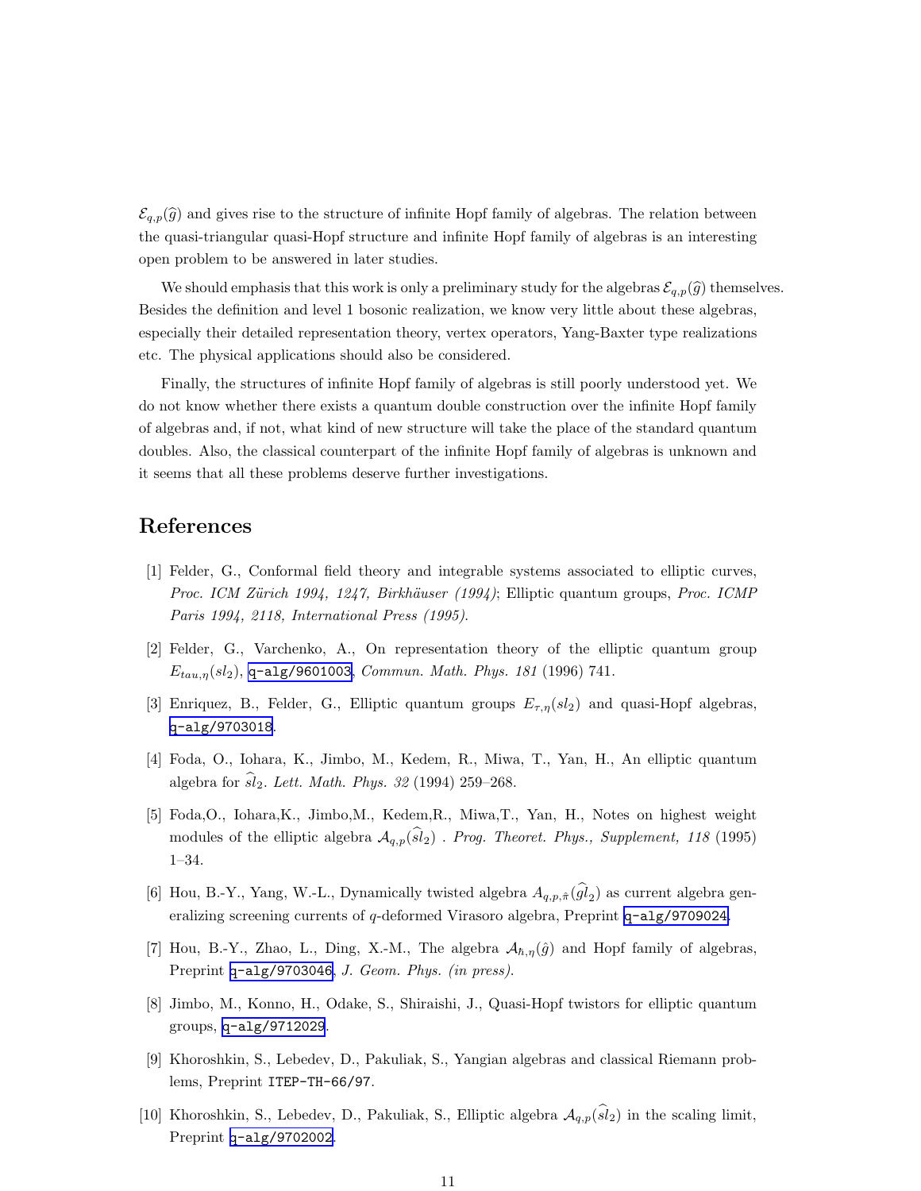$\mathcal{E}_{q,p}(\widehat{g})$ and gives rise to the structure of infinite Hopf family of algebras. The relation between the quasi-triangular quasi-Hopf structure and infinite Hopf family of algebras is an interesting open problem to be answered in later studies.

We should emphasis that this work is only a preliminary study for the algebras $\mathcal{E}_{q,p}(\widehat{g})$ themselves. Besides the definition and level 1 bosonic realization, we know very little about these algebras, especially their detailed representation theory, vertex operators, Yang-Baxter type realizations etc. The physical applications should also be considered.

Finally, the structures of infinite Hopf family of algebras is still poorly understood yet. We do not know whether there exists a quantum double construction over the infinite Hopf family of algebras and, if not, what kind of new structure will take the place of the standard quantum doubles. Also, the classical counterpart of the infinite Hopf family of algebras is unknown and it seems that all these problems deserve further investigations.

# References

[1] Felder, G., Conformal field theory and integrable systems associated to elliptic curves, *Proc. ICM Zürich 1994, 1247, Birkhäuser (1994)*; Elliptic quantum groups, *Proc. ICMP Paris 1994, 2118, International Press (1995).*

[2] Felder, G., Varchenko, A., On representation theory of the elliptic quantum group $E_{tau,\eta}(sl_2)$, q-alg/9601003, *Commun. Math. Phys. 181* (1996) 741.

[3] Enriquez, B., Felder, G., Elliptic quantum groups $E_{\tau,\eta}(sl_2)$ and quasi-Hopf algebras, q-alg/9703018.

[4] Foda, O., Iohara, K., Jimbo, M., Kedem, R., Miwa, T., Yan, H., An elliptic quantum algebra for $\widehat{sl}_2$. *Lett. Math. Phys. 32* (1994) 259–268.

[5] Foda,O., Iohara,K., Jimbo,M., Kedem,R., Miwa,T., Yan, H., Notes on highest weight modules of the elliptic algebra $\mathcal{A}_{q,p}(\widehat{sl}_2)$ . *Prog. Theoret. Phys., Supplement, 118* (1995) 1–34.

[6] Hou, B.-Y., Yang, W.-L., Dynamically twisted algebra $A_{q,p,\hat{\pi}}(\widehat{gl}_2)$ as current algebra generalizing screening currents of $q$-deformed Virasoro algebra, Preprint q-alg/9709024.

[7] Hou, B.-Y., Zhao, L., Ding, X.-M., The algebra $\mathcal{A}_{\hbar,\eta}(\hat{g})$ and Hopf family of algebras, Preprint q-alg/9703046, *J. Geom. Phys. (in press).*

[8] Jimbo, M., Konno, H., Odake, S., Shiraishi, J., Quasi-Hopf twistors for elliptic quantum groups, q-alg/9712029.

[9] Khoroshkin, S., Lebedev, D., Pakuliak, S., Yangian algebras and classical Riemann problems, Preprint ITEP-TH-66/97.

[10] Khoroshkin, S., Lebedev, D., Pakuliak, S., Elliptic algebra $\mathcal{A}_{q,p}(\widehat{sl}_2)$ in the scaling limit, Preprint q-alg/9702002.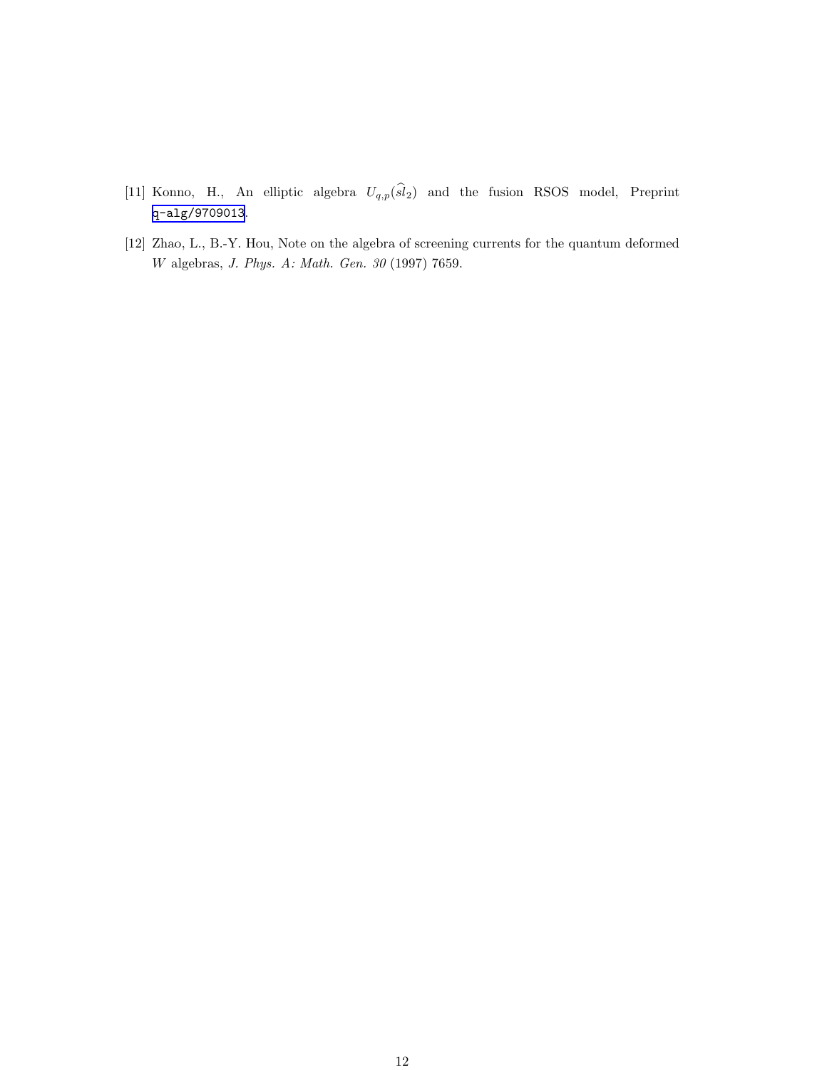[11] Konno, H., An elliptic algebra $U_{q,p}(\widehat{sl}_2)$ and the fusion RSOS model, Preprint q-alg/9709013.

[12] Zhao, L., B.-Y. Hou, Note on the algebra of screening currents for the quantum deformed $W$ algebras, *J. Phys. A: Math. Gen. 30* (1997) 7659.